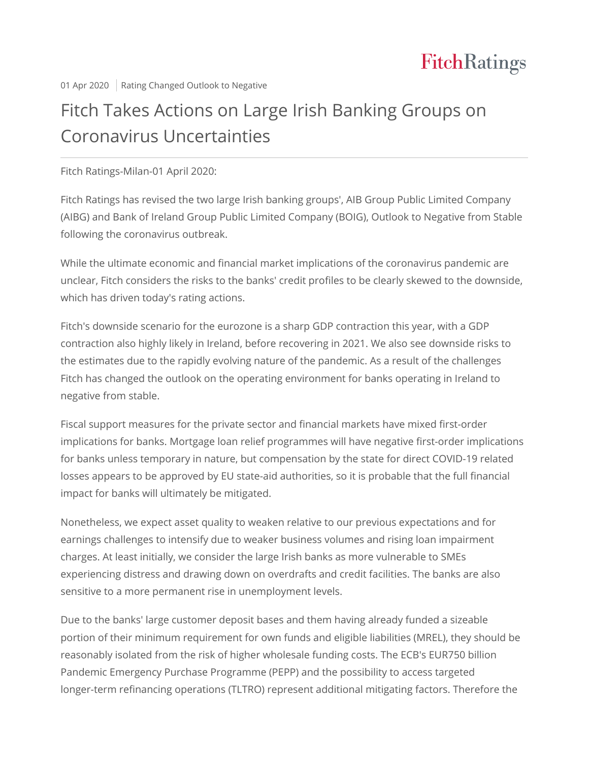01 Apr 2020 | Rating Changed Outlook to Negative

# Fitch Takes Actions on Large Irish Banking Groups on Coronavirus Uncertainties

Fitch Ratings-Milan-01 April 2020:

Fitch Ratings has revised the two large Irish banking groups', AIB Group Public Limited Company (AIBG) and Bank of Ireland Group Public Limited Company (BOIG), Outlook to Negative from Stable following the coronavirus outbreak.

While the ultimate economic and financial market implications of the coronavirus pandemic are unclear, Fitch considers the risks to the banks' credit profiles to be clearly skewed to the downside, which has driven today's rating actions.

Fitch's downside scenario for the eurozone is a sharp GDP contraction this year, with a GDP contraction also highly likely in Ireland, before recovering in 2021. We also see downside risks to the estimates due to the rapidly evolving nature of the pandemic. As a result of the challenges Fitch has changed the outlook on the operating environment for banks operating in Ireland to negative from stable.

Fiscal support measures for the private sector and financial markets have mixed first-order implications for banks. Mortgage loan relief programmes will have negative first-order implications for banks unless temporary in nature, but compensation by the state for direct COVID-19 related losses appears to be approved by EU state-aid authorities, so it is probable that the full financial impact for banks will ultimately be mitigated.

Nonetheless, we expect asset quality to weaken relative to our previous expectations and for earnings challenges to intensify due to weaker business volumes and rising loan impairment charges. At least initially, we consider the large Irish banks as more vulnerable to SMEs experiencing distress and drawing down on overdrafts and credit facilities. The banks are also sensitive to a more permanent rise in unemployment levels.

Due to the banks' large customer deposit bases and them having already funded a sizeable portion of their minimum requirement for own funds and eligible liabilities (MREL), they should be reasonably isolated from the risk of higher wholesale funding costs. The ECB's EUR750 billion Pandemic Emergency Purchase Programme (PEPP) and the possibility to access targeted longer-term refinancing operations (TLTRO) represent additional mitigating factors. Therefore the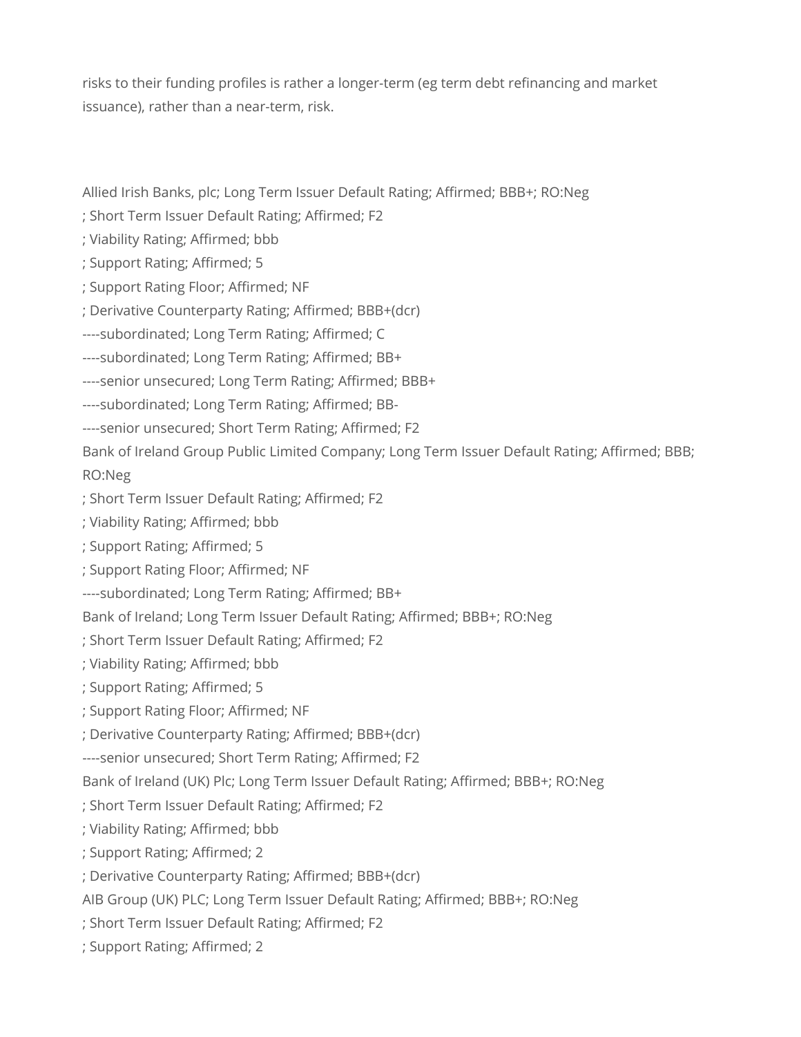risks to their funding profiles is rather a longer-term (eg term debt refinancing and market issuance), rather than a near-term, risk.

Allied Irish Banks, plc; Long Term Issuer Default Rating; Affirmed; BBB+; RO:Neg
; Short Term Issuer Default Rating; Affirmed; F2
; Viability Rating; Affirmed; bbb
; Support Rating; Affirmed; 5
; Support Rating Floor; Affirmed; NF
; Derivative Counterparty Rating; Affirmed; BBB+(dcr)
----subordinated; Long Term Rating; Affirmed; C
----subordinated; Long Term Rating; Affirmed; BB+
----senior unsecured; Long Term Rating; Affirmed; BBB+
----subordinated; Long Term Rating; Affirmed; BB-
----senior unsecured; Short Term Rating; Affirmed; F2
Bank of Ireland Group Public Limited Company; Long Term Issuer Default Rating; Affirmed; BBB; RO:Neg
; Short Term Issuer Default Rating; Affirmed; F2
; Viability Rating; Affirmed; bbb
; Support Rating; Affirmed; 5
; Support Rating Floor; Affirmed; NF
----subordinated; Long Term Rating; Affirmed; BB+
Bank of Ireland; Long Term Issuer Default Rating; Affirmed; BBB+; RO:Neg
; Short Term Issuer Default Rating; Affirmed; F2
; Viability Rating; Affirmed; bbb
; Support Rating; Affirmed; 5
; Support Rating Floor; Affirmed; NF
; Derivative Counterparty Rating; Affirmed; BBB+(dcr)
----senior unsecured; Short Term Rating; Affirmed; F2
Bank of Ireland (UK) Plc; Long Term Issuer Default Rating; Affirmed; BBB+; RO:Neg
; Short Term Issuer Default Rating; Affirmed; F2
; Viability Rating; Affirmed; bbb
; Support Rating; Affirmed; 2
; Derivative Counterparty Rating; Affirmed; BBB+(dcr)
AIB Group (UK) PLC; Long Term Issuer Default Rating; Affirmed; BBB+; RO:Neg
; Short Term Issuer Default Rating; Affirmed; F2
; Support Rating; Affirmed; 2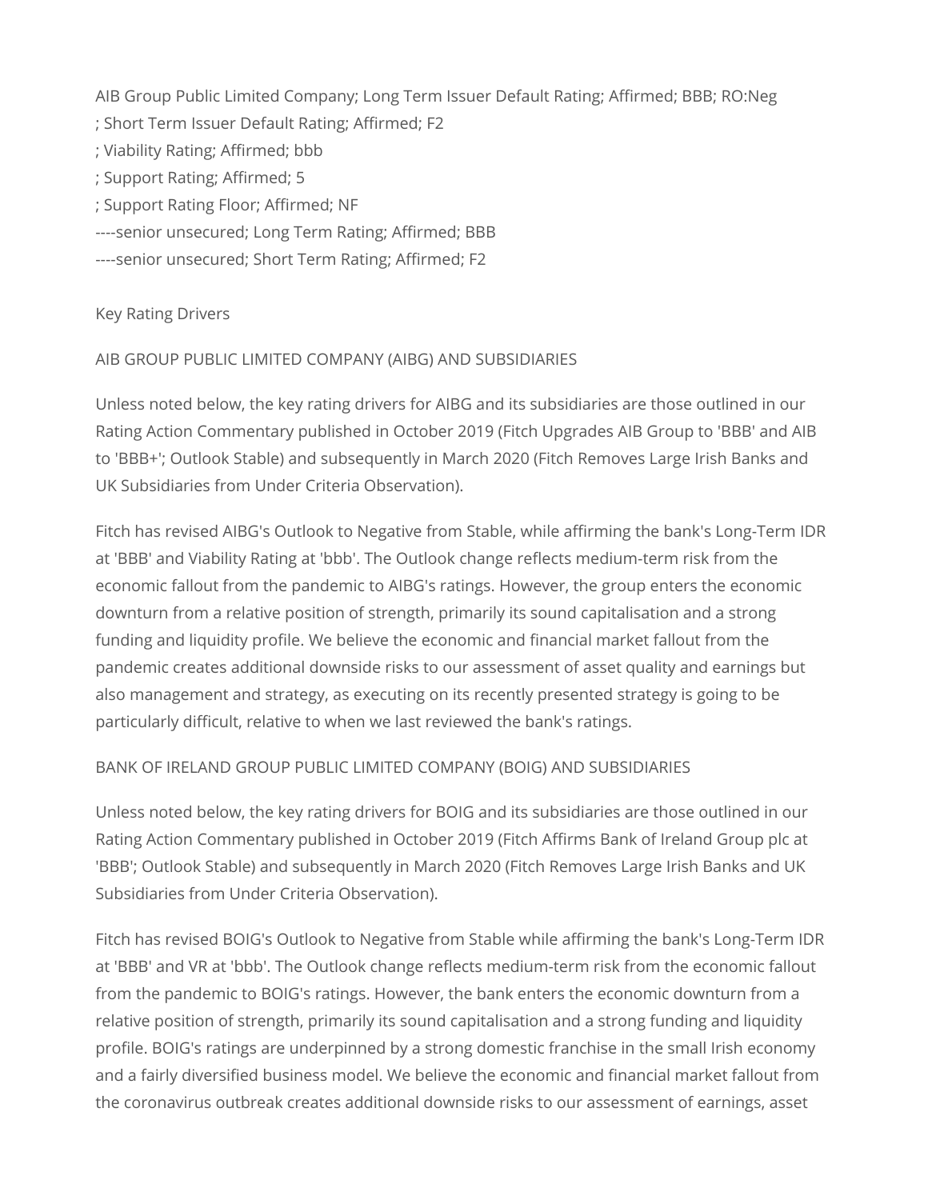AIB Group Public Limited Company; Long Term Issuer Default Rating; Affirmed; BBB; RO:Neg
; Short Term Issuer Default Rating; Affirmed; F2
; Viability Rating; Affirmed; bbb
; Support Rating; Affirmed; 5
; Support Rating Floor; Affirmed; NF
----senior unsecured; Long Term Rating; Affirmed; BBB
----senior unsecured; Short Term Rating; Affirmed; F2

Key Rating Drivers

AIB GROUP PUBLIC LIMITED COMPANY (AIBG) AND SUBSIDIARIES

Unless noted below, the key rating drivers for AIBG and its subsidiaries are those outlined in our Rating Action Commentary published in October 2019 (Fitch Upgrades AIB Group to 'BBB' and AIB to 'BBB+'; Outlook Stable) and subsequently in March 2020 (Fitch Removes Large Irish Banks and UK Subsidiaries from Under Criteria Observation).

Fitch has revised AIBG's Outlook to Negative from Stable, while affirming the bank's Long-Term IDR at 'BBB' and Viability Rating at 'bbb'. The Outlook change reflects medium-term risk from the economic fallout from the pandemic to AIBG's ratings. However, the group enters the economic downturn from a relative position of strength, primarily its sound capitalisation and a strong funding and liquidity profile. We believe the economic and financial market fallout from the pandemic creates additional downside risks to our assessment of asset quality and earnings but also management and strategy, as executing on its recently presented strategy is going to be particularly difficult, relative to when we last reviewed the bank's ratings.

BANK OF IRELAND GROUP PUBLIC LIMITED COMPANY (BOIG) AND SUBSIDIARIES

Unless noted below, the key rating drivers for BOIG and its subsidiaries are those outlined in our Rating Action Commentary published in October 2019 (Fitch Affirms Bank of Ireland Group plc at 'BBB'; Outlook Stable) and subsequently in March 2020 (Fitch Removes Large Irish Banks and UK Subsidiaries from Under Criteria Observation).

Fitch has revised BOIG's Outlook to Negative from Stable while affirming the bank's Long-Term IDR at 'BBB' and VR at 'bbb'. The Outlook change reflects medium-term risk from the economic fallout from the pandemic to BOIG's ratings. However, the bank enters the economic downturn from a relative position of strength, primarily its sound capitalisation and a strong funding and liquidity profile. BOIG's ratings are underpinned by a strong domestic franchise in the small Irish economy and a fairly diversified business model. We believe the economic and financial market fallout from the coronavirus outbreak creates additional downside risks to our assessment of earnings, asset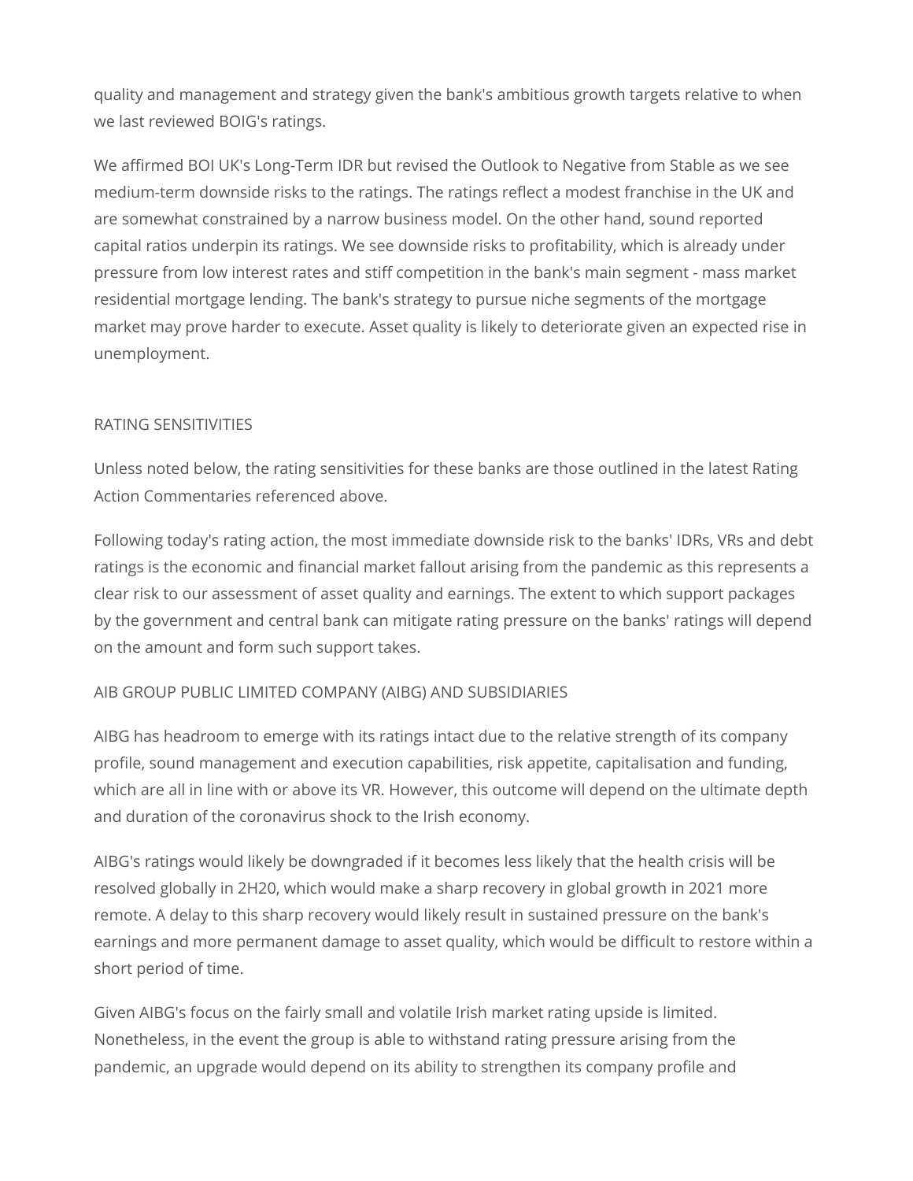quality and management and strategy given the bank's ambitious growth targets relative to when we last reviewed BOIG's ratings.

We affirmed BOI UK's Long-Term IDR but revised the Outlook to Negative from Stable as we see medium-term downside risks to the ratings. The ratings reflect a modest franchise in the UK and are somewhat constrained by a narrow business model. On the other hand, sound reported capital ratios underpin its ratings. We see downside risks to profitability, which is already under pressure from low interest rates and stiff competition in the bank's main segment - mass market residential mortgage lending. The bank's strategy to pursue niche segments of the mortgage market may prove harder to execute. Asset quality is likely to deteriorate given an expected rise in unemployment.

## RATING SENSITIVITIES

Unless noted below, the rating sensitivities for these banks are those outlined in the latest Rating Action Commentaries referenced above.

Following today's rating action, the most immediate downside risk to the banks' IDRs, VRs and debt ratings is the economic and financial market fallout arising from the pandemic as this represents a clear risk to our assessment of asset quality and earnings. The extent to which support packages by the government and central bank can mitigate rating pressure on the banks' ratings will depend on the amount and form such support takes.

### AIB GROUP PUBLIC LIMITED COMPANY (AIBG) AND SUBSIDIARIES

AIBG has headroom to emerge with its ratings intact due to the relative strength of its company profile, sound management and execution capabilities, risk appetite, capitalisation and funding, which are all in line with or above its VR. However, this outcome will depend on the ultimate depth and duration of the coronavirus shock to the Irish economy.

AIBG's ratings would likely be downgraded if it becomes less likely that the health crisis will be resolved globally in 2H20, which would make a sharp recovery in global growth in 2021 more remote. A delay to this sharp recovery would likely result in sustained pressure on the bank's earnings and more permanent damage to asset quality, which would be difficult to restore within a short period of time.

Given AIBG's focus on the fairly small and volatile Irish market rating upside is limited. Nonetheless, in the event the group is able to withstand rating pressure arising from the pandemic, an upgrade would depend on its ability to strengthen its company profile and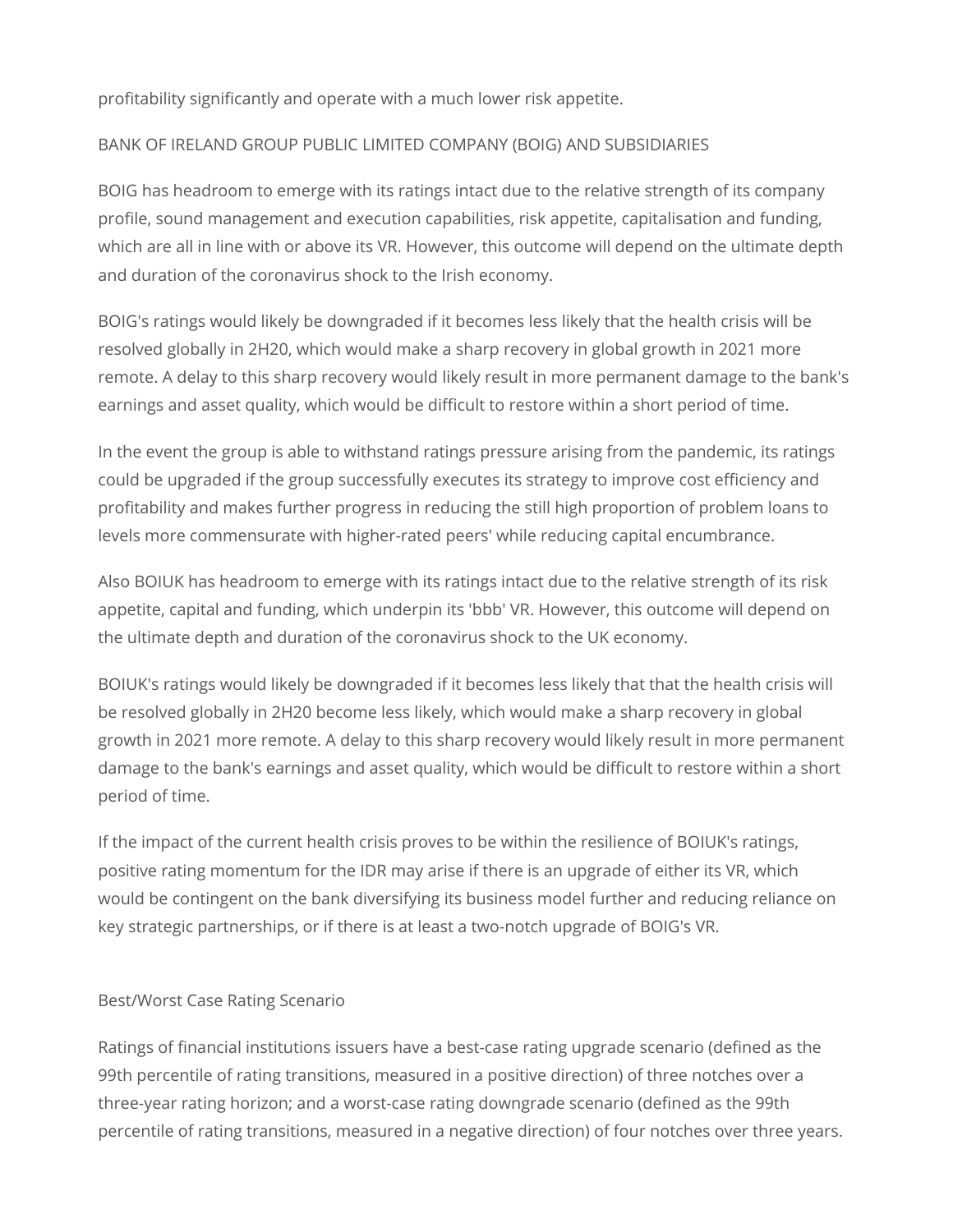profitability significantly and operate with a much lower risk appetite.

BANK OF IRELAND GROUP PUBLIC LIMITED COMPANY (BOIG) AND SUBSIDIARIES

BOIG has headroom to emerge with its ratings intact due to the relative strength of its company profile, sound management and execution capabilities, risk appetite, capitalisation and funding, which are all in line with or above its VR. However, this outcome will depend on the ultimate depth and duration of the coronavirus shock to the Irish economy.

BOIG's ratings would likely be downgraded if it becomes less likely that the health crisis will be resolved globally in 2H20, which would make a sharp recovery in global growth in 2021 more remote. A delay to this sharp recovery would likely result in more permanent damage to the bank's earnings and asset quality, which would be difficult to restore within a short period of time.

In the event the group is able to withstand ratings pressure arising from the pandemic, its ratings could be upgraded if the group successfully executes its strategy to improve cost efficiency and profitability and makes further progress in reducing the still high proportion of problem loans to levels more commensurate with higher-rated peers' while reducing capital encumbrance.

Also BOIUK has headroom to emerge with its ratings intact due to the relative strength of its risk appetite, capital and funding, which underpin its 'bbb' VR. However, this outcome will depend on the ultimate depth and duration of the coronavirus shock to the UK economy.

BOIUK's ratings would likely be downgraded if it becomes less likely that that the health crisis will be resolved globally in 2H20 become less likely, which would make a sharp recovery in global growth in 2021 more remote. A delay to this sharp recovery would likely result in more permanent damage to the bank's earnings and asset quality, which would be difficult to restore within a short period of time.

If the impact of the current health crisis proves to be within the resilience of BOIUK's ratings, positive rating momentum for the IDR may arise if there is an upgrade of either its VR, which would be contingent on the bank diversifying its business model further and reducing reliance on key strategic partnerships, or if there is at least a two-notch upgrade of BOIG's VR.

Best/Worst Case Rating Scenario

Ratings of financial institutions issuers have a best-case rating upgrade scenario (defined as the 99th percentile of rating transitions, measured in a positive direction) of three notches over a three-year rating horizon; and a worst-case rating downgrade scenario (defined as the 99th percentile of rating transitions, measured in a negative direction) of four notches over three years.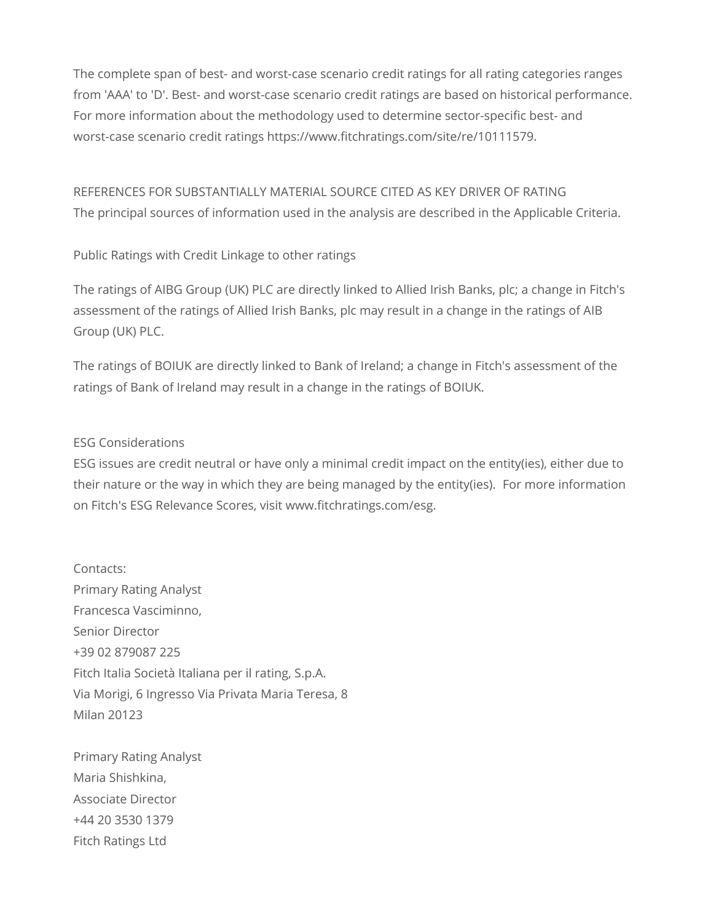The complete span of best- and worst-case scenario credit ratings for all rating categories ranges from 'AAA' to 'D'. Best- and worst-case scenario credit ratings are based on historical performance. For more information about the methodology used to determine sector-specific best- and worst-case scenario credit ratings https://www.fitchratings.com/site/re/10111579.

REFERENCES FOR SUBSTANTIALLY MATERIAL SOURCE CITED AS KEY DRIVER OF RATING
The principal sources of information used in the analysis are described in the Applicable Criteria.

Public Ratings with Credit Linkage to other ratings

The ratings of AIBG Group (UK) PLC are directly linked to Allied Irish Banks, plc; a change in Fitch's assessment of the ratings of Allied Irish Banks, plc may result in a change in the ratings of AIB Group (UK) PLC.

The ratings of BOIUK are directly linked to Bank of Ireland; a change in Fitch's assessment of the ratings of Bank of Ireland may result in a change in the ratings of BOIUK.

ESG Considerations
ESG issues are credit neutral or have only a minimal credit impact on the entity(ies), either due to their nature or the way in which they are being managed by the entity(ies). For more information on Fitch's ESG Relevance Scores, visit www.fitchratings.com/esg.

Contacts:
Primary Rating Analyst
Francesca Vasciminno,
Senior Director
+39 02 879087 225
Fitch Italia Società Italiana per il rating, S.p.A.
Via Morigi, 6 Ingresso Via Privata Maria Teresa, 8
Milan 20123

Primary Rating Analyst
Maria Shishkina,
Associate Director
+44 20 3530 1379
Fitch Ratings Ltd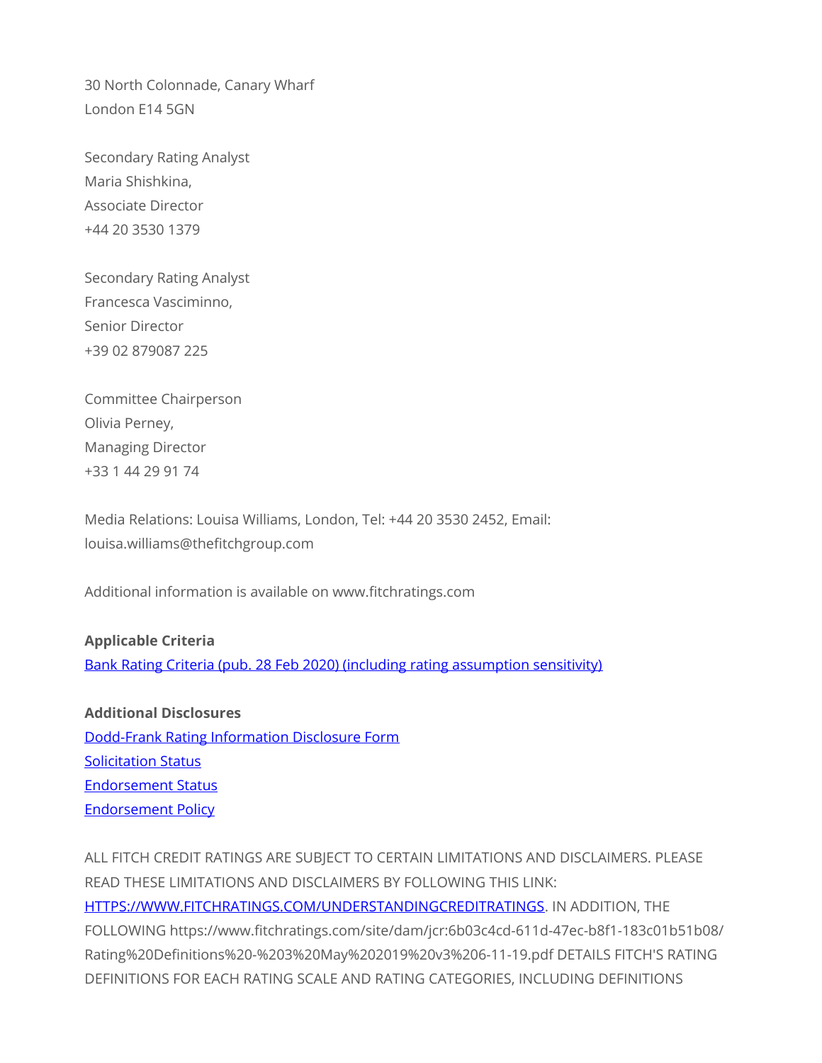30 North Colonnade, Canary Wharf
London E14 5GN

Secondary Rating Analyst
Maria Shishkina,
Associate Director
+44 20 3530 1379

Secondary Rating Analyst
Francesca Vasciminno,
Senior Director
+39 02 879087 225

Committee Chairperson
Olivia Perney,
Managing Director
+33 1 44 29 91 74

Media Relations: Louisa Williams, London, Tel: +44 20 3530 2452, Email: louisa.williams@thefitchgroup.com

Additional information is available on www.fitchratings.com

**Applicable Criteria**

Bank Rating Criteria (pub. 28 Feb 2020) (including rating assumption sensitivity)

**Additional Disclosures**

Dodd-Frank Rating Information Disclosure Form
Solicitation Status
Endorsement Status
Endorsement Policy

ALL FITCH CREDIT RATINGS ARE SUBJECT TO CERTAIN LIMITATIONS AND DISCLAIMERS. PLEASE READ THESE LIMITATIONS AND DISCLAIMERS BY FOLLOWING THIS LINK: HTTPS://WWW.FITCHRATINGS.COM/UNDERSTANDINGCREDITRATINGS. IN ADDITION, THE FOLLOWING https://www.fitchratings.com/site/dam/jcr:6b03c4cd-611d-47ec-b8f1-183c01b51b08/Rating%20Definitions%20-%203%20May%202019%20v3%206-11-19.pdf DETAILS FITCH'S RATING DEFINITIONS FOR EACH RATING SCALE AND RATING CATEGORIES, INCLUDING DEFINITIONS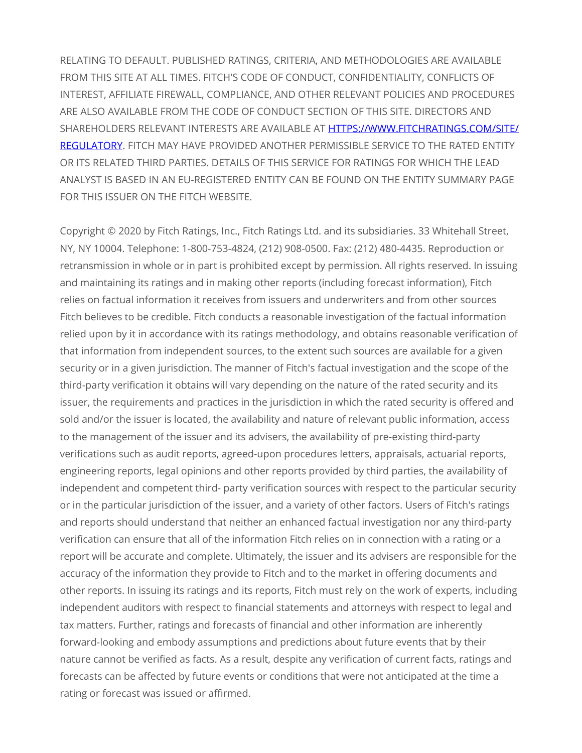RELATING TO DEFAULT. PUBLISHED RATINGS, CRITERIA, AND METHODOLOGIES ARE AVAILABLE FROM THIS SITE AT ALL TIMES. FITCH'S CODE OF CONDUCT, CONFIDENTIALITY, CONFLICTS OF INTEREST, AFFILIATE FIREWALL, COMPLIANCE, AND OTHER RELEVANT POLICIES AND PROCEDURES ARE ALSO AVAILABLE FROM THE CODE OF CONDUCT SECTION OF THIS SITE. DIRECTORS AND SHAREHOLDERS RELEVANT INTERESTS ARE AVAILABLE AT [HTTPS://WWW.FITCHRATINGS.COM/SITE/REGULATORY](https://www.fitchratings.com/site/regulatory). FITCH MAY HAVE PROVIDED ANOTHER PERMISSIBLE SERVICE TO THE RATED ENTITY OR ITS RELATED THIRD PARTIES. DETAILS OF THIS SERVICE FOR RATINGS FOR WHICH THE LEAD ANALYST IS BASED IN AN EU-REGISTERED ENTITY CAN BE FOUND ON THE ENTITY SUMMARY PAGE FOR THIS ISSUER ON THE FITCH WEBSITE.

Copyright © 2020 by Fitch Ratings, Inc., Fitch Ratings Ltd. and its subsidiaries. 33 Whitehall Street, NY, NY 10004. Telephone: 1-800-753-4824, (212) 908-0500. Fax: (212) 480-4435. Reproduction or retransmission in whole or in part is prohibited except by permission. All rights reserved. In issuing and maintaining its ratings and in making other reports (including forecast information), Fitch relies on factual information it receives from issuers and underwriters and from other sources Fitch believes to be credible. Fitch conducts a reasonable investigation of the factual information relied upon by it in accordance with its ratings methodology, and obtains reasonable verification of that information from independent sources, to the extent such sources are available for a given security or in a given jurisdiction. The manner of Fitch's factual investigation and the scope of the third-party verification it obtains will vary depending on the nature of the rated security and its issuer, the requirements and practices in the jurisdiction in which the rated security is offered and sold and/or the issuer is located, the availability and nature of relevant public information, access to the management of the issuer and its advisers, the availability of pre-existing third-party verifications such as audit reports, agreed-upon procedures letters, appraisals, actuarial reports, engineering reports, legal opinions and other reports provided by third parties, the availability of independent and competent third- party verification sources with respect to the particular security or in the particular jurisdiction of the issuer, and a variety of other factors. Users of Fitch's ratings and reports should understand that neither an enhanced factual investigation nor any third-party verification can ensure that all of the information Fitch relies on in connection with a rating or a report will be accurate and complete. Ultimately, the issuer and its advisers are responsible for the accuracy of the information they provide to Fitch and to the market in offering documents and other reports. In issuing its ratings and its reports, Fitch must rely on the work of experts, including independent auditors with respect to financial statements and attorneys with respect to legal and tax matters. Further, ratings and forecasts of financial and other information are inherently forward-looking and embody assumptions and predictions about future events that by their nature cannot be verified as facts. As a result, despite any verification of current facts, ratings and forecasts can be affected by future events or conditions that were not anticipated at the time a rating or forecast was issued or affirmed.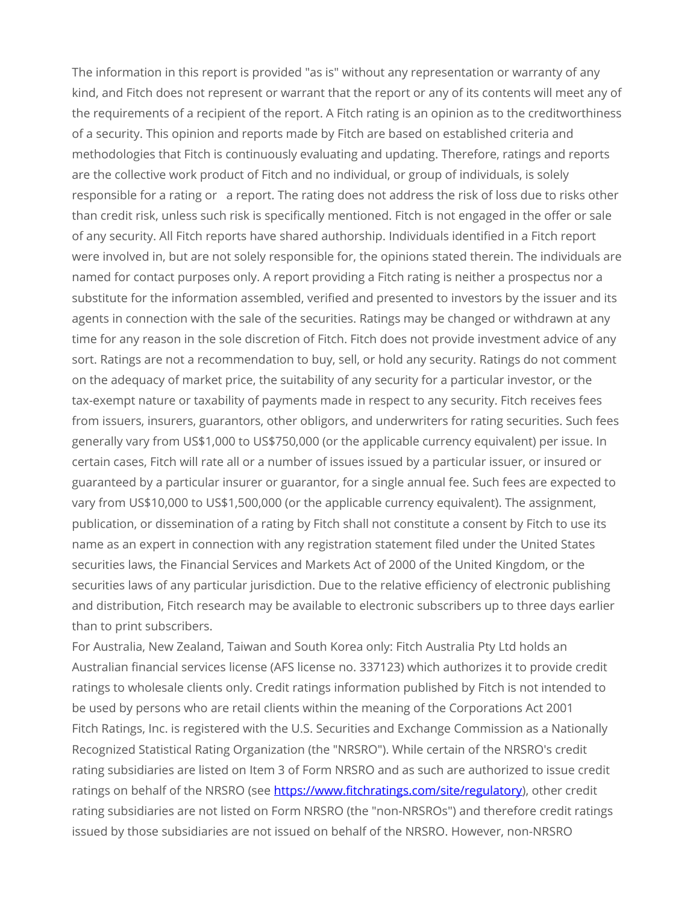The information in this report is provided "as is" without any representation or warranty of any kind, and Fitch does not represent or warrant that the report or any of its contents will meet any of the requirements of a recipient of the report. A Fitch rating is an opinion as to the creditworthiness of a security. This opinion and reports made by Fitch are based on established criteria and methodologies that Fitch is continuously evaluating and updating. Therefore, ratings and reports are the collective work product of Fitch and no individual, or group of individuals, is solely responsible for a rating or a report. The rating does not address the risk of loss due to risks other than credit risk, unless such risk is specifically mentioned. Fitch is not engaged in the offer or sale of any security. All Fitch reports have shared authorship. Individuals identified in a Fitch report were involved in, but are not solely responsible for, the opinions stated therein. The individuals are named for contact purposes only. A report providing a Fitch rating is neither a prospectus nor a substitute for the information assembled, verified and presented to investors by the issuer and its agents in connection with the sale of the securities. Ratings may be changed or withdrawn at any time for any reason in the sole discretion of Fitch. Fitch does not provide investment advice of any sort. Ratings are not a recommendation to buy, sell, or hold any security. Ratings do not comment on the adequacy of market price, the suitability of any security for a particular investor, or the tax-exempt nature or taxability of payments made in respect to any security. Fitch receives fees from issuers, insurers, guarantors, other obligors, and underwriters for rating securities. Such fees generally vary from US$1,000 to US$750,000 (or the applicable currency equivalent) per issue. In certain cases, Fitch will rate all or a number of issues issued by a particular issuer, or insured or guaranteed by a particular insurer or guarantor, for a single annual fee. Such fees are expected to vary from US$10,000 to US$1,500,000 (or the applicable currency equivalent). The assignment, publication, or dissemination of a rating by Fitch shall not constitute a consent by Fitch to use its name as an expert in connection with any registration statement filed under the United States securities laws, the Financial Services and Markets Act of 2000 of the United Kingdom, or the securities laws of any particular jurisdiction. Due to the relative efficiency of electronic publishing and distribution, Fitch research may be available to electronic subscribers up to three days earlier than to print subscribers.

For Australia, New Zealand, Taiwan and South Korea only: Fitch Australia Pty Ltd holds an Australian financial services license (AFS license no. 337123) which authorizes it to provide credit ratings to wholesale clients only. Credit ratings information published by Fitch is not intended to be used by persons who are retail clients within the meaning of the Corporations Act 2001

Fitch Ratings, Inc. is registered with the U.S. Securities and Exchange Commission as a Nationally Recognized Statistical Rating Organization (the "NRSRO"). While certain of the NRSRO's credit rating subsidiaries are listed on Item 3 of Form NRSRO and as such are authorized to issue credit ratings on behalf of the NRSRO (see [https://www.fitchratings.com/site/regulatory](https://www.fitchratings.com/site/regulatory)), other credit rating subsidiaries are not listed on Form NRSRO (the "non-NRSROs") and therefore credit ratings issued by those subsidiaries are not issued on behalf of the NRSRO. However, non-NRSRO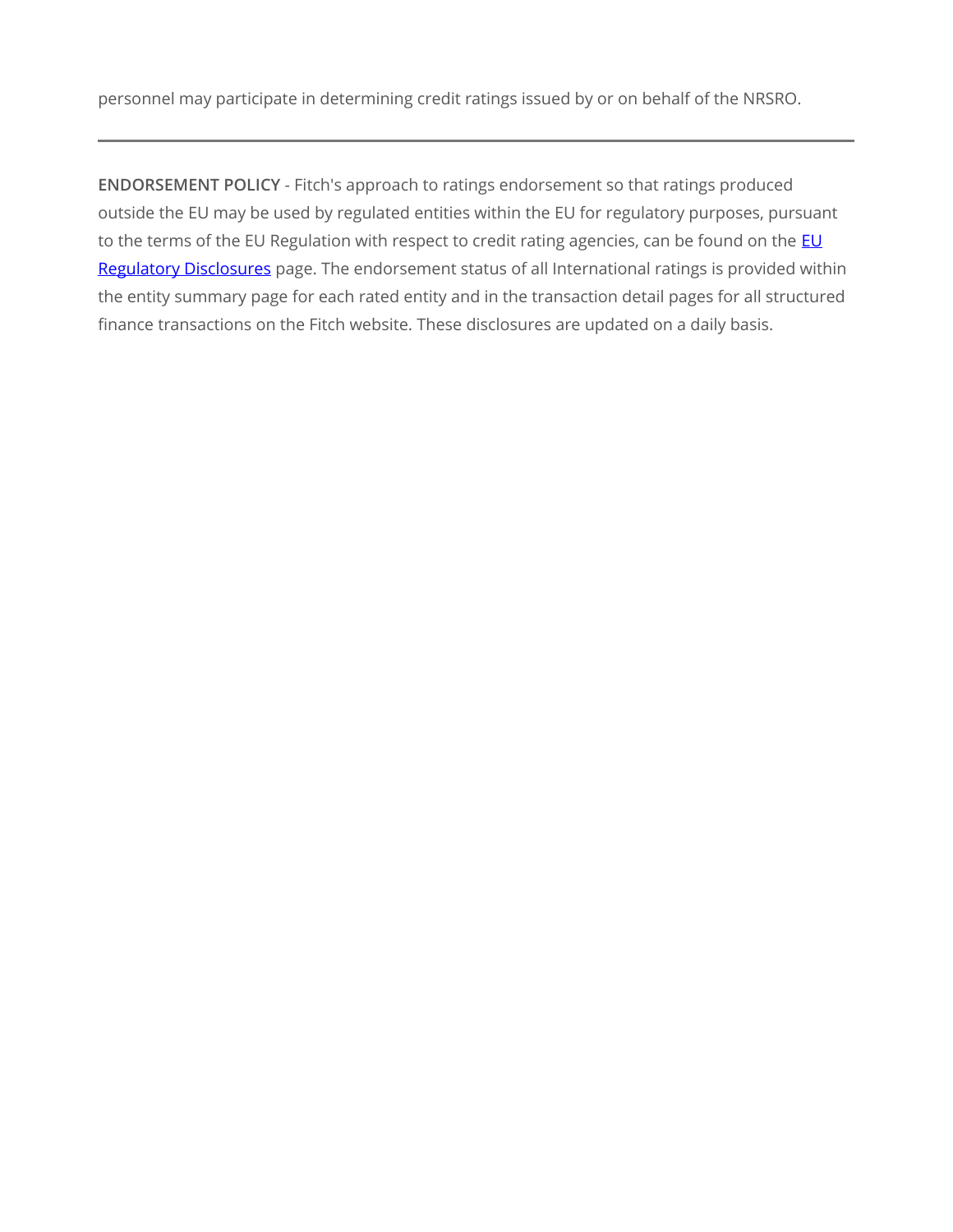personnel may participate in determining credit ratings issued by or on behalf of the NRSRO.

---

**ENDORSEMENT POLICY** - Fitch's approach to ratings endorsement so that ratings produced outside the EU may be used by regulated entities within the EU for regulatory purposes, pursuant to the terms of the EU Regulation with respect to credit rating agencies, can be found on the EU Regulatory Disclosures page. The endorsement status of all International ratings is provided within the entity summary page for each rated entity and in the transaction detail pages for all structured finance transactions on the Fitch website. These disclosures are updated on a daily basis.